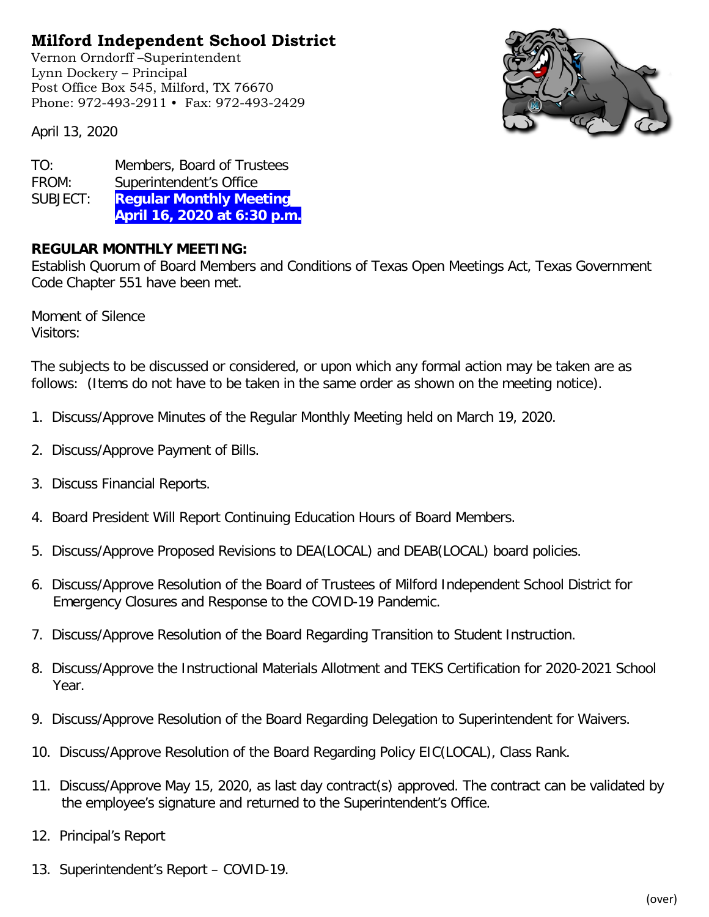# Milford Independent School District

Vernon Orndorff –Superintendent
Lynn Dockery – Principal
Post Office Box 545, Milford, TX 76670
Phone: 972-493-2911 • Fax: 972-493-2429

April 13, 2020

TO: Members, Board of Trustees
FROM: Superintendent's Office
SUBJECT: **Regular Monthly Meeting**
**April 16, 2020 at 6:30 p.m.**

**REGULAR MONTHLY MEETING:**
Establish Quorum of Board Members and Conditions of Texas Open Meetings Act, Texas Government Code Chapter 551 have been met.

Moment of Silence
Visitors:

The subjects to be discussed or considered, or upon which any formal action may be taken are as follows: (Items do not have to be taken in the same order as shown on the meeting notice).

1. Discuss/Approve Minutes of the Regular Monthly Meeting held on March 19, 2020.
2. Discuss/Approve Payment of Bills.
3. Discuss Financial Reports.
4. Board President Will Report Continuing Education Hours of Board Members.
5. Discuss/Approve Proposed Revisions to DEA(LOCAL) and DEAB(LOCAL) board policies.
6. Discuss/Approve Resolution of the Board of Trustees of Milford Independent School District for Emergency Closures and Response to the COVID-19 Pandemic.
7. Discuss/Approve Resolution of the Board Regarding Transition to Student Instruction.
8. Discuss/Approve the Instructional Materials Allotment and TEKS Certification for 2020-2021 School Year.
9. Discuss/Approve Resolution of the Board Regarding Delegation to Superintendent for Waivers.
10. Discuss/Approve Resolution of the Board Regarding Policy EIC(LOCAL), Class Rank.
11. Discuss/Approve May 15, 2020, as last day contract(s) approved. The contract can be validated by the employee's signature and returned to the Superintendent's Office.
12. Principal's Report
13. Superintendent's Report – COVID-19.

(over)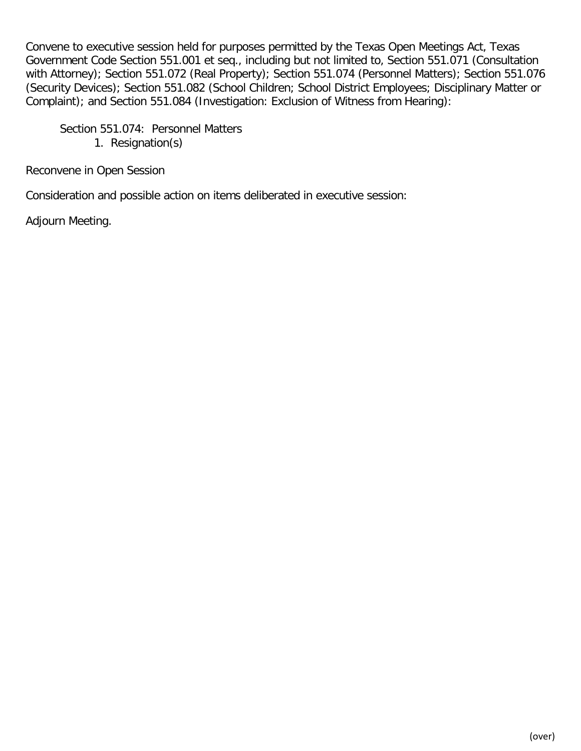Convene to executive session held for purposes permitted by the Texas Open Meetings Act, Texas Government Code Section 551.001 et seq., including but not limited to, Section 551.071 (Consultation with Attorney); Section 551.072 (Real Property); Section 551.074 (Personnel Matters); Section 551.076 (Security Devices); Section 551.082 (School Children; School District Employees; Disciplinary Matter or Complaint); and Section 551.084 (Investigation: Exclusion of Witness from Hearing):

Section 551.074: Personnel Matters

1. Resignation(s)

Reconvene in Open Session

Consideration and possible action on items deliberated in executive session:

Adjourn Meeting.

(over)